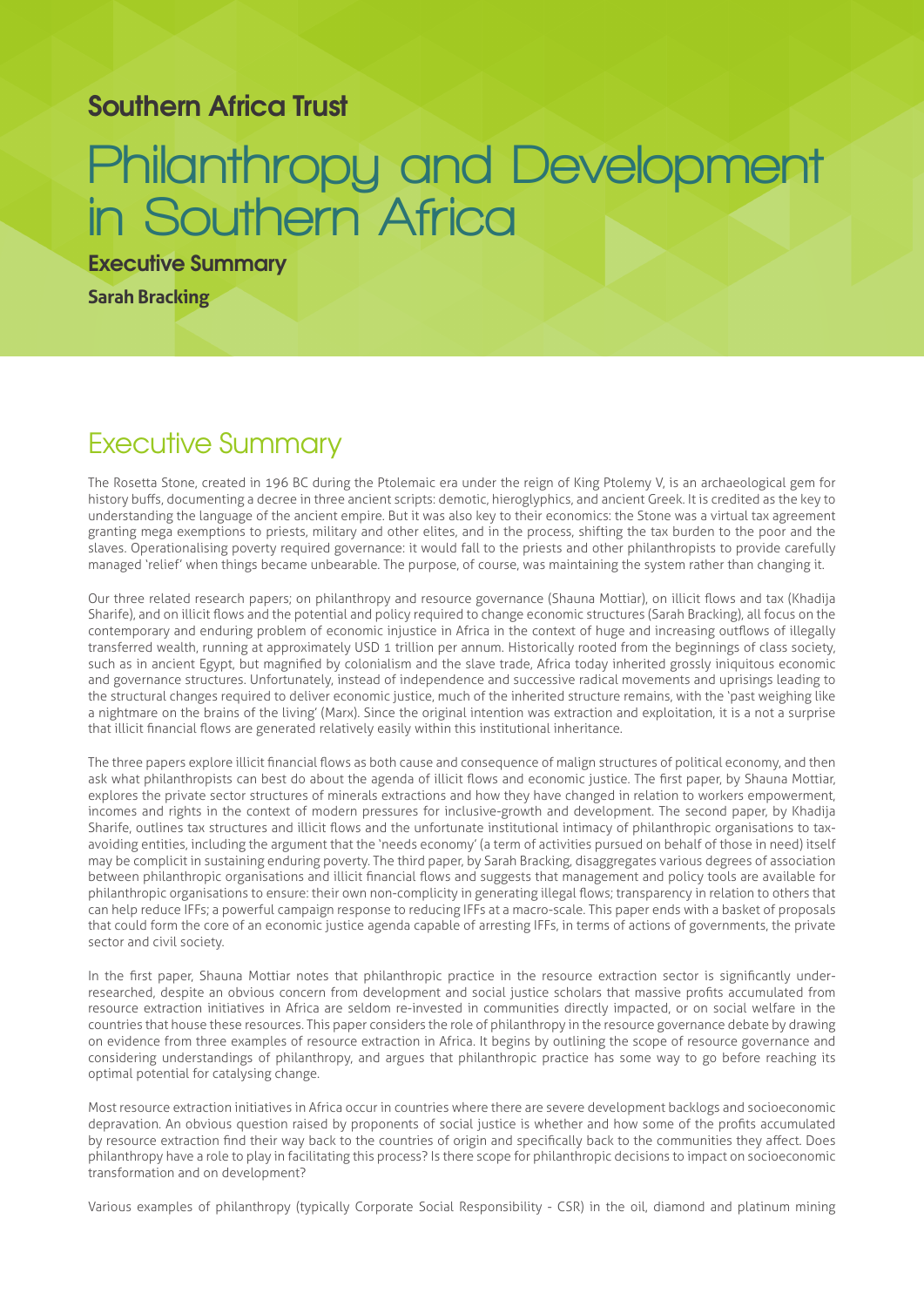**Southern Africa Trust**

# Philanthropy and Development in Southern Africa

**Executive Summary**

**Sarah Bracking**

## Executive Summary

The Rosetta Stone, created in 196 BC during the Ptolemaic era under the reign of King Ptolemy V, is an archaeological gem for history buffs, documenting a decree in three ancient scripts: demotic, hieroglyphics, and ancient Greek. It is credited as the key to understanding the language of the ancient empire. But it was also key to their economics: the Stone was a virtual tax agreement granting mega exemptions to priests, military and other elites, and in the process, shifting the tax burden to the poor and the slaves. Operationalising poverty required governance: it would fall to the priests and other philanthropists to provide carefully managed 'relief' when things became unbearable. The purpose, of course, was maintaining the system rather than changing it.

Our three related research papers; on philanthropy and resource governance (Shauna Mottiar), on illicit flows and tax (Khadija Sharife), and on illicit flows and the potential and policy required to change economic structures (Sarah Bracking), all focus on the contemporary and enduring problem of economic injustice in Africa in the context of huge and increasing outflows of illegally transferred wealth, running at approximately USD 1 trillion per annum. Historically rooted from the beginnings of class society, such as in ancient Egypt, but magnified by colonialism and the slave trade, Africa today inherited grossly iniquitous economic and governance structures. Unfortunately, instead of independence and successive radical movements and uprisings leading to the structural changes required to deliver economic justice, much of the inherited structure remains, with the 'past weighing like a nightmare on the brains of the living' (Marx). Since the original intention was extraction and exploitation, it is a not a surprise that illicit financial flows are generated relatively easily within this institutional inheritance.

The three papers explore illicit financial flows as both cause and consequence of malign structures of political economy, and then ask what philanthropists can best do about the agenda of illicit flows and economic justice. The first paper, by Shauna Mottiar, explores the private sector structures of minerals extractions and how they have changed in relation to workers empowerment, incomes and rights in the context of modern pressures for inclusive-growth and development. The second paper, by Khadija Sharife, outlines tax structures and illicit flows and the unfortunate institutional intimacy of philanthropic organisations to tax-avoiding entities, including the argument that the 'needs economy' (a term of activities pursued on behalf of those in need) itself may be complicit in sustaining enduring poverty. The third paper, by Sarah Bracking, disaggregates various degrees of association between philanthropic organisations and illicit financial flows and suggests that management and policy tools are available for philanthropic organisations to ensure: their own non-complicity in generating illegal flows; transparency in relation to others that can help reduce IFFs; a powerful campaign response to reducing IFFs at a macro-scale. This paper ends with a basket of proposals that could form the core of an economic justice agenda capable of arresting IFFs, in terms of actions of governments, the private sector and civil society.

In the first paper, Shauna Mottiar notes that philanthropic practice in the resource extraction sector is significantly under-researched, despite an obvious concern from development and social justice scholars that massive profits accumulated from resource extraction initiatives in Africa are seldom re-invested in communities directly impacted, or on social welfare in the countries that house these resources. This paper considers the role of philanthropy in the resource governance debate by drawing on evidence from three examples of resource extraction in Africa. It begins by outlining the scope of resource governance and considering understandings of philanthropy, and argues that philanthropic practice has some way to go before reaching its optimal potential for catalysing change.

Most resource extraction initiatives in Africa occur in countries where there are severe development backlogs and socioeconomic depravation. An obvious question raised by proponents of social justice is whether and how some of the profits accumulated by resource extraction find their way back to the countries of origin and specifically back to the communities they affect. Does philanthropy have a role to play in facilitating this process? Is there scope for philanthropic decisions to impact on socioeconomic transformation and on development?

Various examples of philanthropy (typically Corporate Social Responsibility - CSR) in the oil, diamond and platinum mining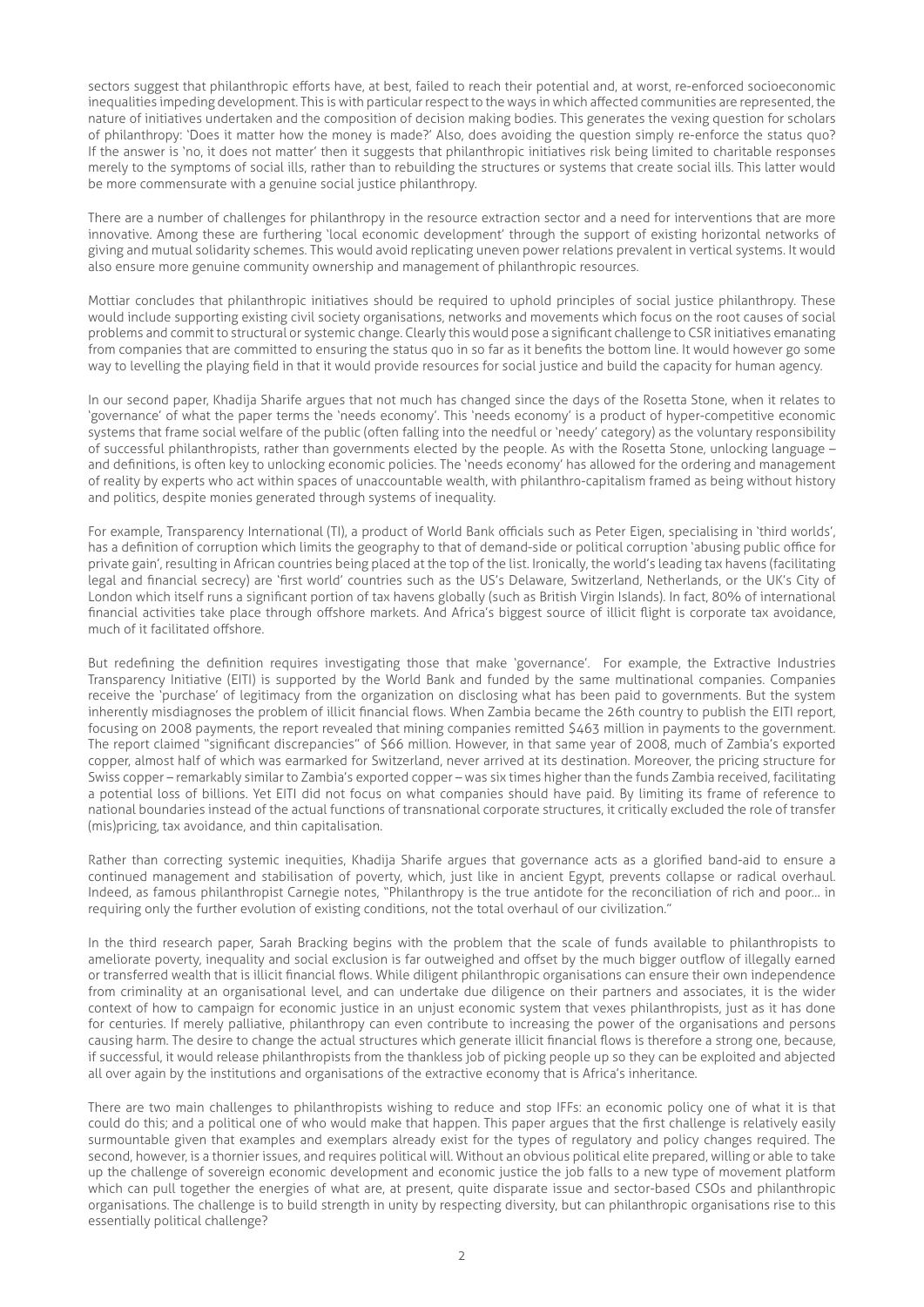sectors suggest that philanthropic efforts have, at best, failed to reach their potential and, at worst, re-enforced socioeconomic inequalities impeding development. This is with particular respect to the ways in which affected communities are represented, the nature of initiatives undertaken and the composition of decision making bodies. This generates the vexing question for scholars of philanthropy: 'Does it matter how the money is made?' Also, does avoiding the question simply re-enforce the status quo? If the answer is 'no, it does not matter' then it suggests that philanthropic initiatives risk being limited to charitable responses merely to the symptoms of social ills, rather than to rebuilding the structures or systems that create social ills. This latter would be more commensurate with a genuine social justice philanthropy.

There are a number of challenges for philanthropy in the resource extraction sector and a need for interventions that are more innovative. Among these are furthering 'local economic development' through the support of existing horizontal networks of giving and mutual solidarity schemes. This would avoid replicating uneven power relations prevalent in vertical systems. It would also ensure more genuine community ownership and management of philanthropic resources.

Mottiar concludes that philanthropic initiatives should be required to uphold principles of social justice philanthropy. These would include supporting existing civil society organisations, networks and movements which focus on the root causes of social problems and commit to structural or systemic change. Clearly this would pose a significant challenge to CSR initiatives emanating from companies that are committed to ensuring the status quo in so far as it benefits the bottom line. It would however go some way to levelling the playing field in that it would provide resources for social justice and build the capacity for human agency.

In our second paper, Khadija Sharife argues that not much has changed since the days of the Rosetta Stone, when it relates to 'governance' of what the paper terms the 'needs economy'. This 'needs economy' is a product of hyper-competitive economic systems that frame social welfare of the public (often falling into the needful or 'needy' category) as the voluntary responsibility of successful philanthropists, rather than governments elected by the people. As with the Rosetta Stone, unlocking language – and definitions, is often key to unlocking economic policies. The 'needs economy' has allowed for the ordering and management of reality by experts who act within spaces of unaccountable wealth, with philanthro-capitalism framed as being without history and politics, despite monies generated through systems of inequality.

For example, Transparency International (TI), a product of World Bank officials such as Peter Eigen, specialising in 'third worlds', has a definition of corruption which limits the geography to that of demand-side or political corruption 'abusing public office for private gain', resulting in African countries being placed at the top of the list. Ironically, the world's leading tax havens (facilitating legal and financial secrecy) are 'first world' countries such as the US's Delaware, Switzerland, Netherlands, or the UK's City of London which itself runs a significant portion of tax havens globally (such as British Virgin Islands). In fact, 80% of international financial activities take place through offshore markets. And Africa's biggest source of illicit flight is corporate tax avoidance, much of it facilitated offshore.

But redefining the definition requires investigating those that make 'governance'. For example, the Extractive Industries Transparency Initiative (EITI) is supported by the World Bank and funded by the same multinational companies. Companies receive the 'purchase' of legitimacy from the organization on disclosing what has been paid to governments. But the system inherently misdiagnoses the problem of illicit financial flows. When Zambia became the 26th country to publish the EITI report, focusing on 2008 payments, the report revealed that mining companies remitted $463 million in payments to the government. The report claimed "significant discrepancies" of $66 million. However, in that same year of 2008, much of Zambia's exported copper, almost half of which was earmarked for Switzerland, never arrived at its destination. Moreover, the pricing structure for Swiss copper – remarkably similar to Zambia's exported copper – was six times higher than the funds Zambia received, facilitating a potential loss of billions. Yet EITI did not focus on what companies should have paid. By limiting its frame of reference to national boundaries instead of the actual functions of transnational corporate structures, it critically excluded the role of transfer (mis)pricing, tax avoidance, and thin capitalisation.

Rather than correcting systemic inequities, Khadija Sharife argues that governance acts as a glorified band-aid to ensure a continued management and stabilisation of poverty, which, just like in ancient Egypt, prevents collapse or radical overhaul. Indeed, as famous philanthropist Carnegie notes, "Philanthropy is the true antidote for the reconciliation of rich and poor… in requiring only the further evolution of existing conditions, not the total overhaul of our civilization."

In the third research paper, Sarah Bracking begins with the problem that the scale of funds available to philanthropists to ameliorate poverty, inequality and social exclusion is far outweighed and offset by the much bigger outflow of illegally earned or transferred wealth that is illicit financial flows. While diligent philanthropic organisations can ensure their own independence from criminality at an organisational level, and can undertake due diligence on their partners and associates, it is the wider context of how to campaign for economic justice in an unjust economic system that vexes philanthropists, just as it has done for centuries. If merely palliative, philanthropy can even contribute to increasing the power of the organisations and persons causing harm. The desire to change the actual structures which generate illicit financial flows is therefore a strong one, because, if successful, it would release philanthropists from the thankless job of picking people up so they can be exploited and abjected all over again by the institutions and organisations of the extractive economy that is Africa's inheritance.

There are two main challenges to philanthropists wishing to reduce and stop IFFs: an economic policy one of what it is that could do this; and a political one of who would make that happen. This paper argues that the first challenge is relatively easily surmountable given that examples and exemplars already exist for the types of regulatory and policy changes required. The second, however, is a thornier issues, and requires political will. Without an obvious political elite prepared, willing or able to take up the challenge of sovereign economic development and economic justice the job falls to a new type of movement platform which can pull together the energies of what are, at present, quite disparate issue and sector-based CSOs and philanthropic organisations. The challenge is to build strength in unity by respecting diversity, but can philanthropic organisations rise to this essentially political challenge?